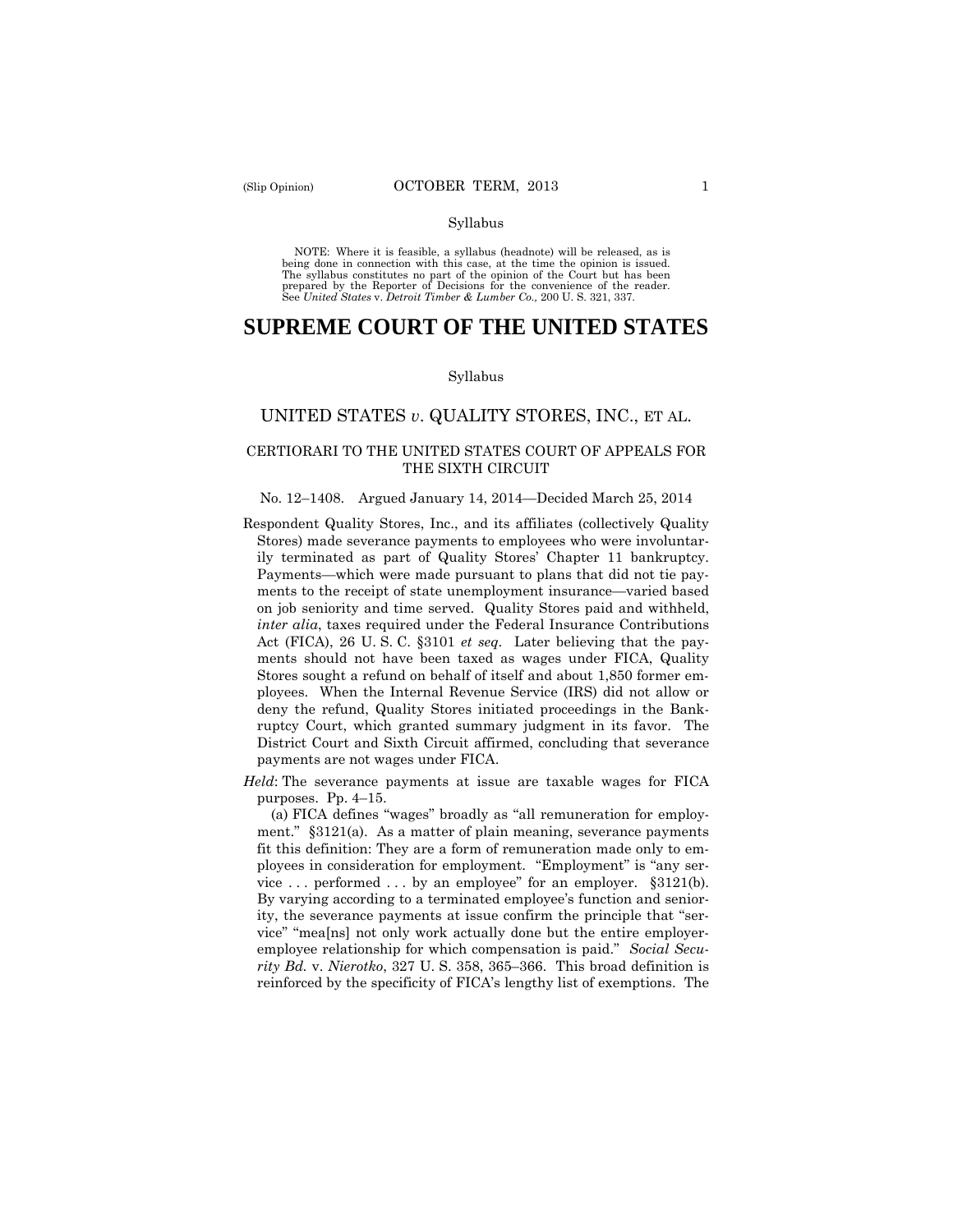Syllabus

NOTE: Where it is feasible, a syllabus (headnote) will be released, as is being done in connection with this case, at the time the opinion is issued. The syllabus constitutes no part of the opinion of the Court but has been prepared by the Reporter of Decisions for the convenience of the reader. See *United States* v. *Detroit Timber & Lumber Co.,* 200 U. S. 321, 337.

# SUPREME COURT OF THE UNITED STATES

Syllabus

## UNITED STATES *v*. QUALITY STORES, INC., ET AL.

### CERTIORARI TO THE UNITED STATES COURT OF APPEALS FOR THE SIXTH CIRCUIT

No. 12–1408. Argued January 14, 2014—Decided March 25, 2014

Respondent Quality Stores, Inc., and its affiliates (collectively Quality Stores) made severance payments to employees who were involuntarily terminated as part of Quality Stores' Chapter 11 bankruptcy. Payments—which were made pursuant to plans that did not tie payments to the receipt of state unemployment insurance—varied based on job seniority and time served. Quality Stores paid and withheld, *inter alia*, taxes required under the Federal Insurance Contributions Act (FICA), 26 U. S. C. §3101 *et seq*. Later believing that the payments should not have been taxed as wages under FICA, Quality Stores sought a refund on behalf of itself and about 1,850 former employees. When the Internal Revenue Service (IRS) did not allow or deny the refund, Quality Stores initiated proceedings in the Bankruptcy Court, which granted summary judgment in its favor. The District Court and Sixth Circuit affirmed, concluding that severance payments are not wages under FICA.

*Held*: The severance payments at issue are taxable wages for FICA purposes. Pp. 4–15.

(a) FICA defines "wages" broadly as "all remuneration for employment." §3121(a). As a matter of plain meaning, severance payments fit this definition: They are a form of remuneration made only to employees in consideration for employment. "Employment" is "any service . . . performed . . . by an employee" for an employer. §3121(b). By varying according to a terminated employee's function and seniority, the severance payments at issue confirm the principle that "service" "mea[ns] not only work actually done but the entire employer-employee relationship for which compensation is paid." *Social Security Bd.* v. *Nierotko*, 327 U. S. 358, 365–366. This broad definition is reinforced by the specificity of FICA's lengthy list of exemptions. The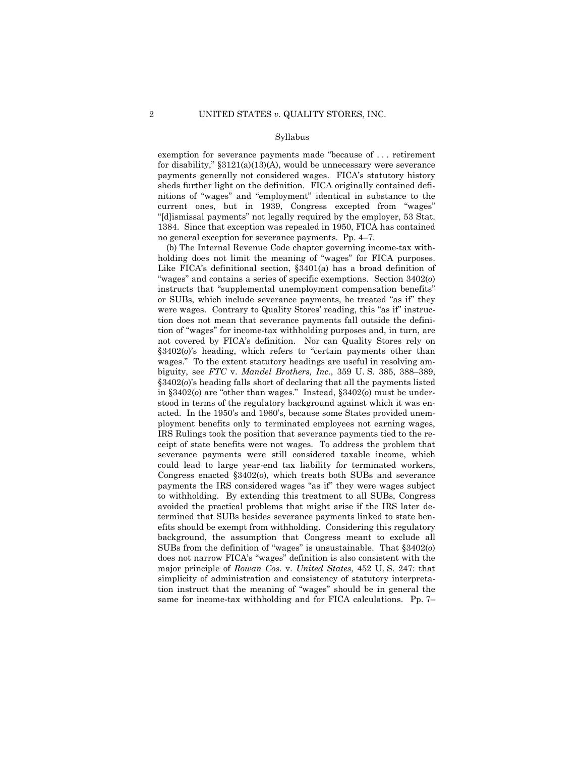exemption for severance payments made "because of . . . retirement for disability," §3121(a)(13)(A), would be unnecessary were severance payments generally not considered wages. FICA's statutory history sheds further light on the definition. FICA originally contained definitions of "wages" and "employment" identical in substance to the current ones, but in 1939, Congress excepted from "wages" "[d]ismissal payments" not legally required by the employer, 53 Stat. 1384. Since that exception was repealed in 1950, FICA has contained no general exception for severance payments. Pp. 4–7.

(b) The Internal Revenue Code chapter governing income-tax withholding does not limit the meaning of "wages" for FICA purposes. Like FICA's definitional section, §3401(a) has a broad definition of "wages" and contains a series of specific exemptions. Section 3402(*o*) instructs that "supplemental unemployment compensation benefits" or SUBs, which include severance payments, be treated "as if" they were wages. Contrary to Quality Stores' reading, this "as if" instruction does not mean that severance payments fall outside the definition of "wages" for income-tax withholding purposes and, in turn, are not covered by FICA's definition. Nor can Quality Stores rely on §3402(*o*)'s heading, which refers to "certain payments other than wages." To the extent statutory headings are useful in resolving ambiguity, see *FTC* v. *Mandel Brothers, Inc.*, 359 U. S. 385, 388–389, §3402(*o*)'s heading falls short of declaring that all the payments listed in §3402(*o*) are "other than wages." Instead, §3402(*o*) must be understood in terms of the regulatory background against which it was enacted. In the 1950's and 1960's, because some States provided unemployment benefits only to terminated employees not earning wages, IRS Rulings took the position that severance payments tied to the receipt of state benefits were not wages. To address the problem that severance payments were still considered taxable income, which could lead to large year-end tax liability for terminated workers, Congress enacted §3402(*o*), which treats both SUBs and severance payments the IRS considered wages "as if" they were wages subject to withholding. By extending this treatment to all SUBs, Congress avoided the practical problems that might arise if the IRS later determined that SUBs besides severance payments linked to state benefits should be exempt from withholding. Considering this regulatory background, the assumption that Congress meant to exclude all SUBs from the definition of "wages" is unsustainable. That §3402(*o*) does not narrow FICA's "wages" definition is also consistent with the major principle of *Rowan Cos.* v. *United States*, 452 U. S. 247: that simplicity of administration and consistency of statutory interpretation instruct that the meaning of "wages" should be in general the same for income-tax withholding and for FICA calculations. Pp. 7–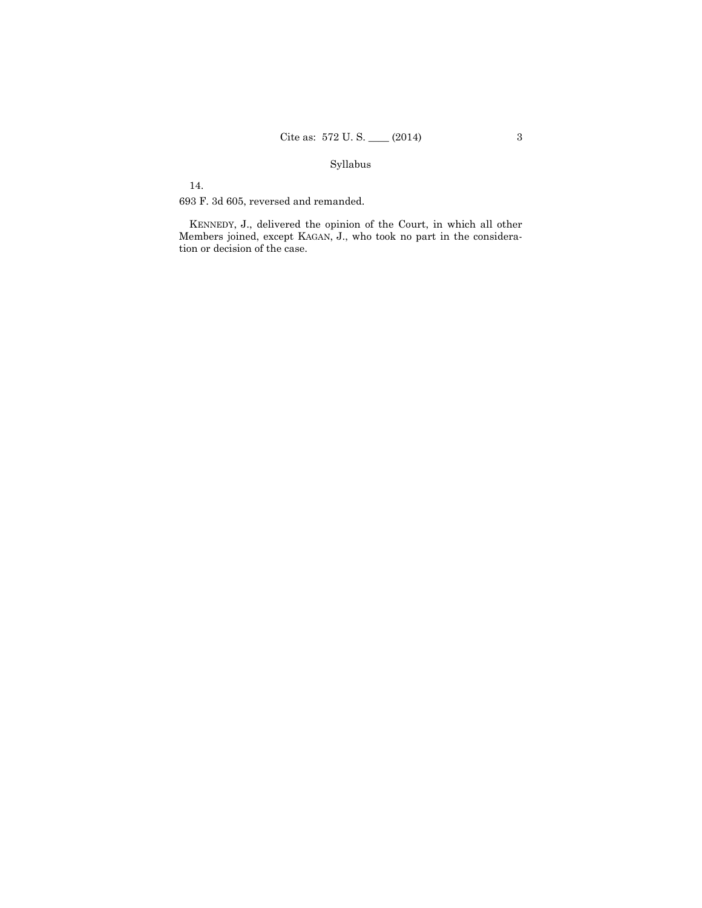14.

693 F. 3d 605, reversed and remanded.

KENNEDY, J., delivered the opinion of the Court, in which all other Members joined, except KAGAN, J., who took no part in the consideration or decision of the case.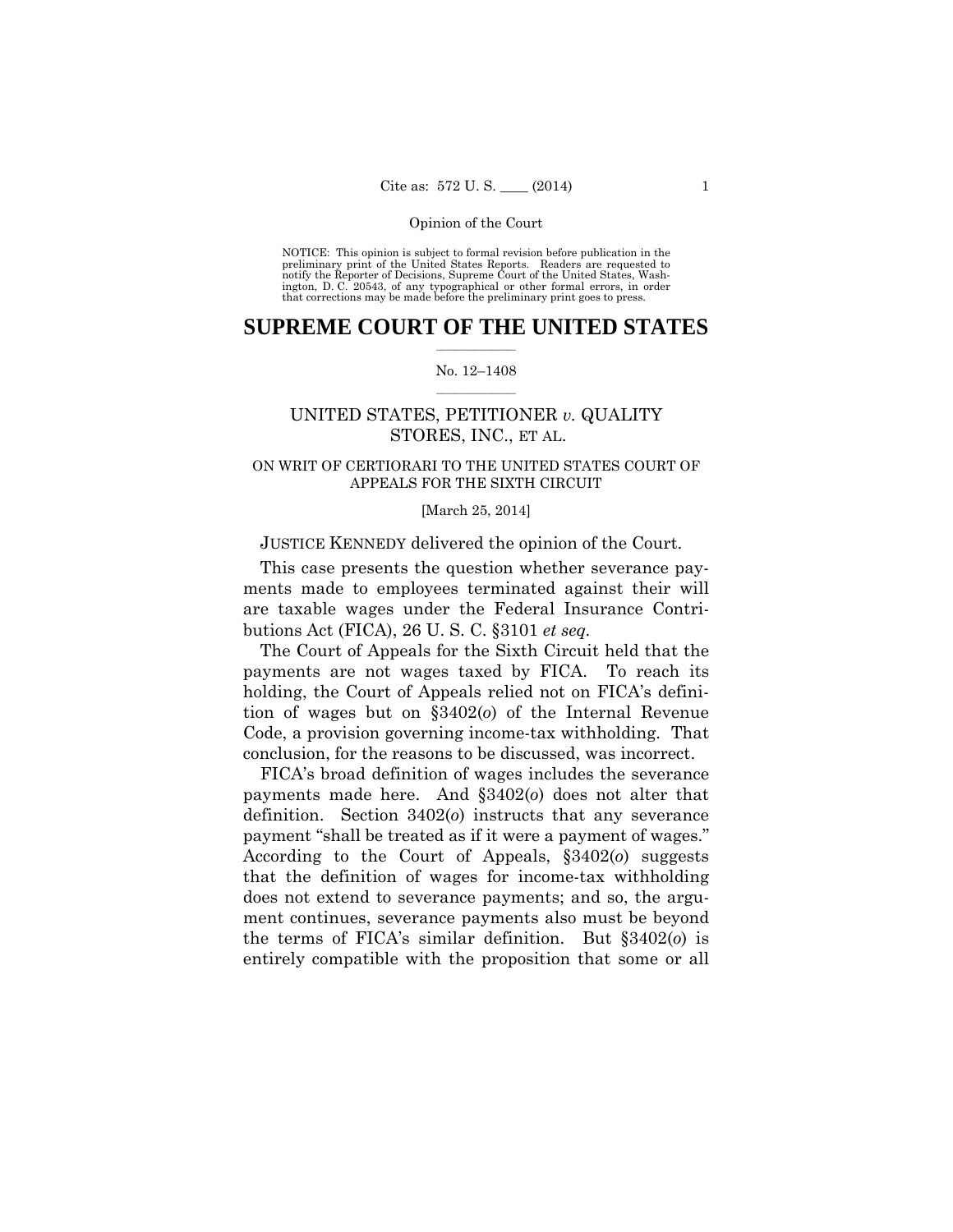Opinion of the Court

NOTICE: This opinion is subject to formal revision before publication in the preliminary print of the United States Reports. Readers are requested to notify the Reporter of Decisions, Supreme Court of the United States, Washington, D. C. 20543, of any typographical or other formal errors, in order that corrections may be made before the preliminary print goes to press.

# SUPREME COURT OF THE UNITED STATES

No. 12–1408

## UNITED STATES, PETITIONER *v.* QUALITY STORES, INC., ET AL.

ON WRIT OF CERTIORARI TO THE UNITED STATES COURT OF APPEALS FOR THE SIXTH CIRCUIT

[March 25, 2014]

JUSTICE KENNEDY delivered the opinion of the Court.

This case presents the question whether severance payments made to employees terminated against their will are taxable wages under the Federal Insurance Contributions Act (FICA), 26 U. S. C. §3101 *et seq.*

The Court of Appeals for the Sixth Circuit held that the payments are not wages taxed by FICA. To reach its holding, the Court of Appeals relied not on FICA's definition of wages but on §3402(*o*) of the Internal Revenue Code, a provision governing income-tax withholding. That conclusion, for the reasons to be discussed, was incorrect.

FICA's broad definition of wages includes the severance payments made here. And §3402(*o*) does not alter that definition. Section 3402(*o*) instructs that any severance payment "shall be treated as if it were a payment of wages." According to the Court of Appeals, §3402(*o*) suggests that the definition of wages for income-tax withholding does not extend to severance payments; and so, the argument continues, severance payments also must be beyond the terms of FICA's similar definition. But §3402(*o*) is entirely compatible with the proposition that some or all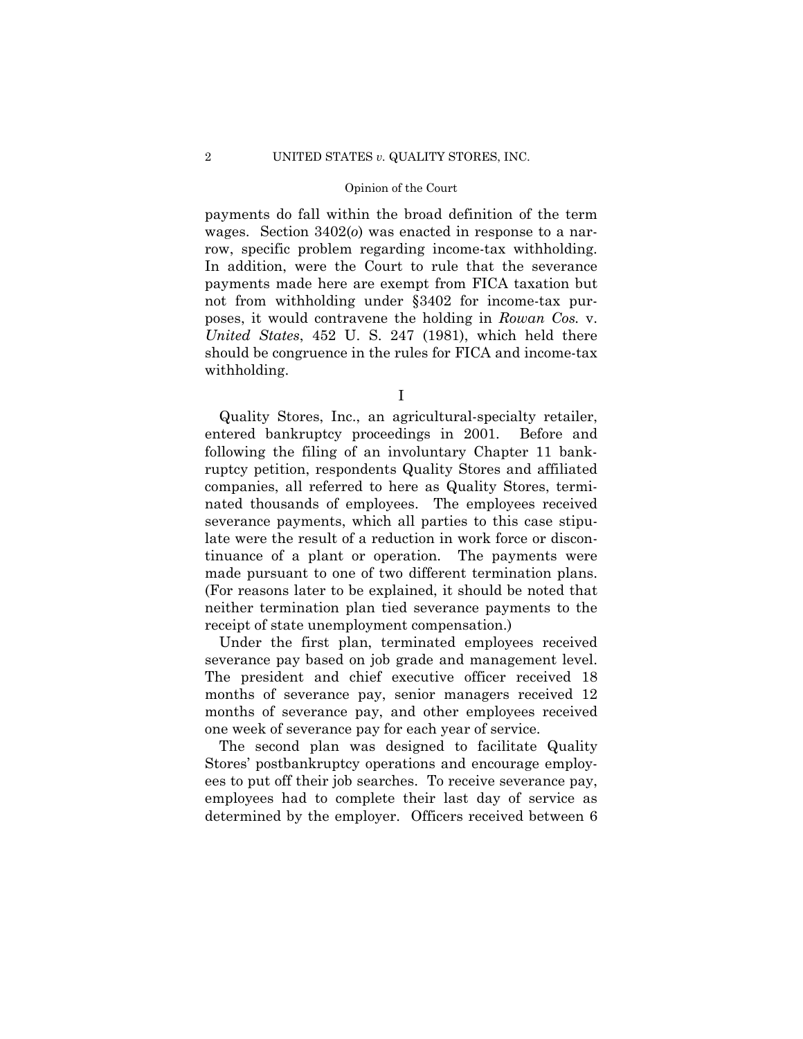payments do fall within the broad definition of the term wages. Section 3402(*o*) was enacted in response to a narrow, specific problem regarding income-tax withholding. In addition, were the Court to rule that the severance payments made here are exempt from FICA taxation but not from withholding under §3402 for income-tax purposes, it would contravene the holding in *Rowan Cos.* v. *United States*, 452 U. S. 247 (1981), which held there should be congruence in the rules for FICA and income-tax withholding.

I

Quality Stores, Inc., an agricultural-specialty retailer, entered bankruptcy proceedings in 2001. Before and following the filing of an involuntary Chapter 11 bankruptcy petition, respondents Quality Stores and affiliated companies, all referred to here as Quality Stores, terminated thousands of employees. The employees received severance payments, which all parties to this case stipulate were the result of a reduction in work force or discontinuance of a plant or operation. The payments were made pursuant to one of two different termination plans. (For reasons later to be explained, it should be noted that neither termination plan tied severance payments to the receipt of state unemployment compensation.)

Under the first plan, terminated employees received severance pay based on job grade and management level. The president and chief executive officer received 18 months of severance pay, senior managers received 12 months of severance pay, and other employees received one week of severance pay for each year of service.

The second plan was designed to facilitate Quality Stores' postbankruptcy operations and encourage employees to put off their job searches. To receive severance pay, employees had to complete their last day of service as determined by the employer. Officers received between 6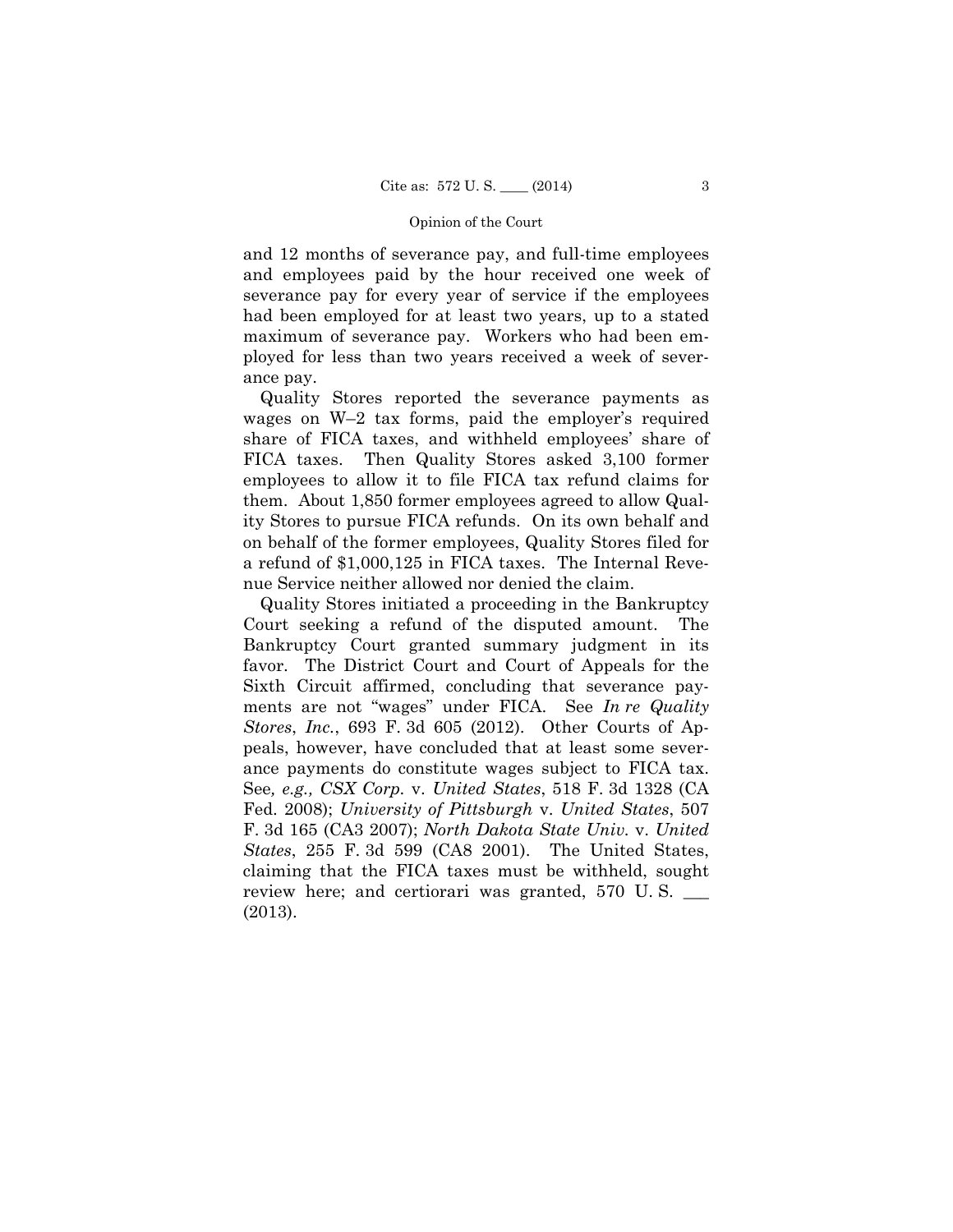and 12 months of severance pay, and full-time employees and employees paid by the hour received one week of severance pay for every year of service if the employees had been employed for at least two years, up to a stated maximum of severance pay. Workers who had been employed for less than two years received a week of severance pay.

Quality Stores reported the severance payments as wages on W–2 tax forms, paid the employer's required share of FICA taxes, and withheld employees' share of FICA taxes. Then Quality Stores asked 3,100 former employees to allow it to file FICA tax refund claims for them. About 1,850 former employees agreed to allow Quality Stores to pursue FICA refunds. On its own behalf and on behalf of the former employees, Quality Stores filed for a refund of $1,000,125 in FICA taxes. The Internal Revenue Service neither allowed nor denied the claim.

Quality Stores initiated a proceeding in the Bankruptcy Court seeking a refund of the disputed amount. The Bankruptcy Court granted summary judgment in its favor. The District Court and Court of Appeals for the Sixth Circuit affirmed, concluding that severance payments are not "wages" under FICA. See *In re Quality Stores*, *Inc.*, 693 F. 3d 605 (2012). Other Courts of Appeals, however, have concluded that at least some severance payments do constitute wages subject to FICA tax. See*, e.g., CSX Corp.* v. *United States*, 518 F. 3d 1328 (CA Fed. 2008); *University of Pittsburgh* v. *United States*, 507 F. 3d 165 (CA3 2007); *North Dakota State Univ.* v. *United States*, 255 F. 3d 599 (CA8 2001). The United States, claiming that the FICA taxes must be withheld, sought review here; and certiorari was granted, 570 U. S. \_\_\_ (2013).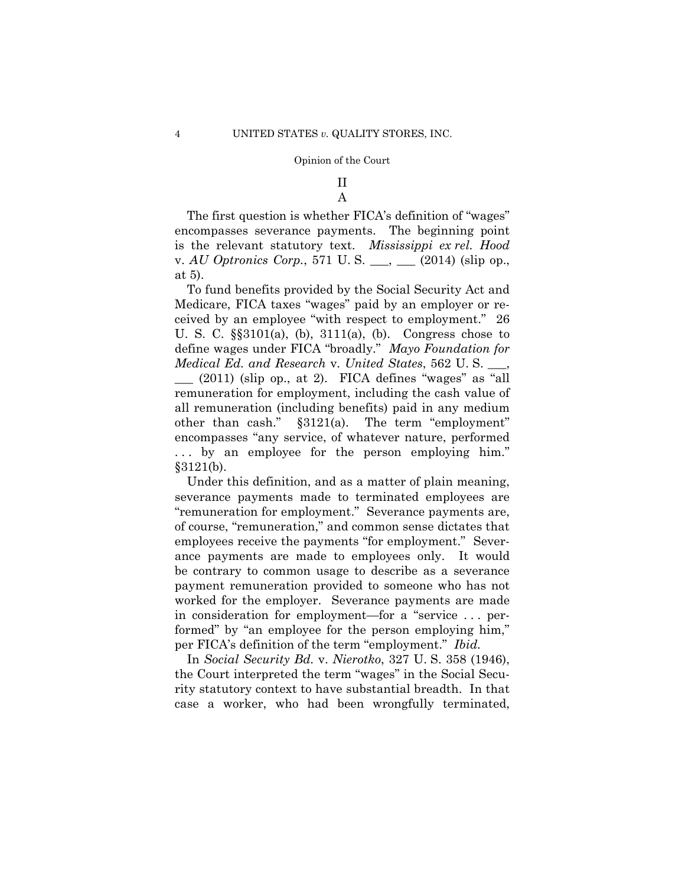## II

### A

The first question is whether FICA's definition of "wages" encompasses severance payments. The beginning point is the relevant statutory text. *Mississippi ex rel. Hood* v. *AU Optronics Corp.*, 571 U. S. ___, ___ (2014) (slip op., at 5).

To fund benefits provided by the Social Security Act and Medicare, FICA taxes "wages" paid by an employer or received by an employee "with respect to employment." 26 U. S. C. §§3101(a), (b), 3111(a), (b). Congress chose to define wages under FICA "broadly." *Mayo Foundation for Medical Ed. and Research* v. *United States*, 562 U. S. ___, ___ (2011) (slip op., at 2). FICA defines "wages" as "all remuneration for employment, including the cash value of all remuneration (including benefits) paid in any medium other than cash." §3121(a). The term "employment" encompasses "any service, of whatever nature, performed . . . by an employee for the person employing him." §3121(b).

Under this definition, and as a matter of plain meaning, severance payments made to terminated employees are "remuneration for employment." Severance payments are, of course, "remuneration," and common sense dictates that employees receive the payments "for employment." Severance payments are made to employees only. It would be contrary to common usage to describe as a severance payment remuneration provided to someone who has not worked for the employer. Severance payments are made in consideration for employment—for a "service . . . performed" by "an employee for the person employing him," per FICA's definition of the term "employment." *Ibid.*

In *Social Security Bd.* v. *Nierotko*, 327 U. S. 358 (1946), the Court interpreted the term "wages" in the Social Security statutory context to have substantial breadth. In that case a worker, who had been wrongfully terminated,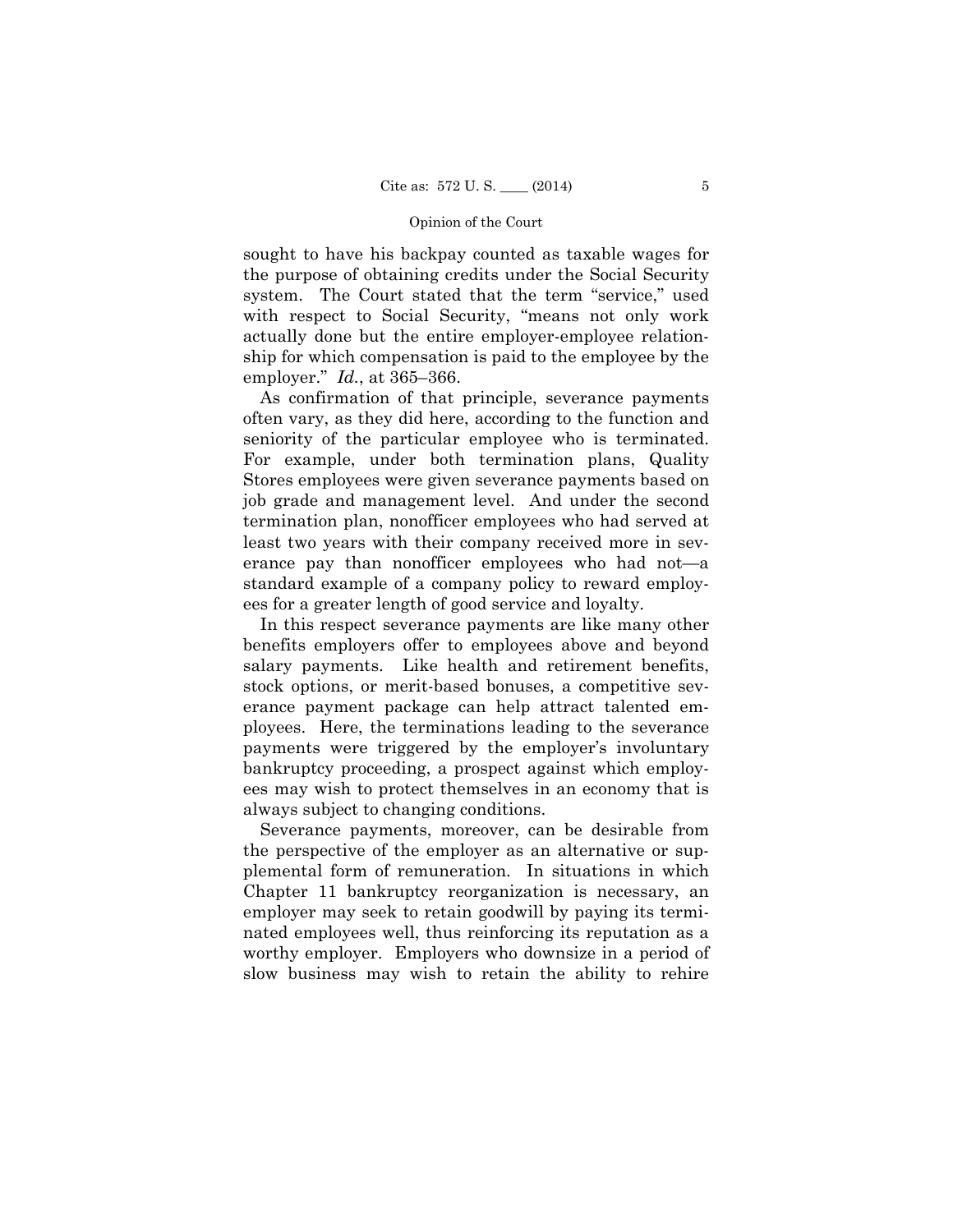sought to have his backpay counted as taxable wages for the purpose of obtaining credits under the Social Security system. The Court stated that the term "service," used with respect to Social Security, "means not only work actually done but the entire employer-employee relationship for which compensation is paid to the employee by the employer." *Id.*, at 365–366.

As confirmation of that principle, severance payments often vary, as they did here, according to the function and seniority of the particular employee who is terminated. For example, under both termination plans, Quality Stores employees were given severance payments based on job grade and management level. And under the second termination plan, nonofficer employees who had served at least two years with their company received more in severance pay than nonofficer employees who had not—a standard example of a company policy to reward employees for a greater length of good service and loyalty.

In this respect severance payments are like many other benefits employers offer to employees above and beyond salary payments. Like health and retirement benefits, stock options, or merit-based bonuses, a competitive severance payment package can help attract talented employees. Here, the terminations leading to the severance payments were triggered by the employer's involuntary bankruptcy proceeding, a prospect against which employees may wish to protect themselves in an economy that is always subject to changing conditions.

Severance payments, moreover, can be desirable from the perspective of the employer as an alternative or supplemental form of remuneration. In situations in which Chapter 11 bankruptcy reorganization is necessary, an employer may seek to retain goodwill by paying its terminated employees well, thus reinforcing its reputation as a worthy employer. Employers who downsize in a period of slow business may wish to retain the ability to rehire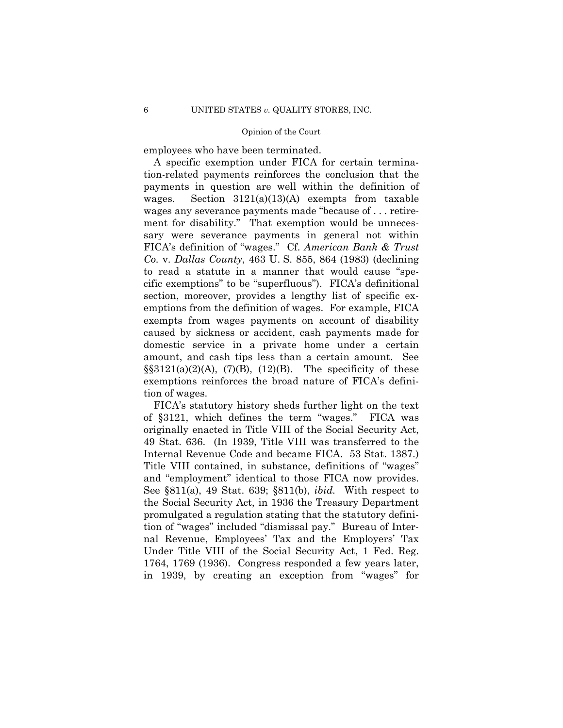employees who have been terminated.

A specific exemption under FICA for certain termination-related payments reinforces the conclusion that the payments in question are well within the definition of wages. Section 3121(a)(13)(A) exempts from taxable wages any severance payments made "because of . . . retirement for disability." That exemption would be unnecessary were severance payments in general not within FICA's definition of "wages." Cf. *American Bank & Trust Co.* v. *Dallas County*, 463 U. S. 855, 864 (1983) (declining to read a statute in a manner that would cause "specific exemptions" to be "superfluous"). FICA's definitional section, moreover, provides a lengthy list of specific exemptions from the definition of wages. For example, FICA exempts from wages payments on account of disability caused by sickness or accident, cash payments made for domestic service in a private home under a certain amount, and cash tips less than a certain amount. See §§3121(a)(2)(A), (7)(B), (12)(B). The specificity of these exemptions reinforces the broad nature of FICA's definition of wages.

FICA's statutory history sheds further light on the text of §3121, which defines the term "wages." FICA was originally enacted in Title VIII of the Social Security Act, 49 Stat. 636. (In 1939, Title VIII was transferred to the Internal Revenue Code and became FICA. 53 Stat. 1387.) Title VIII contained, in substance, definitions of "wages" and "employment" identical to those FICA now provides. See §811(a), 49 Stat. 639; §811(b), *ibid.* With respect to the Social Security Act, in 1936 the Treasury Department promulgated a regulation stating that the statutory definition of "wages" included "dismissal pay." Bureau of Internal Revenue, Employees' Tax and the Employers' Tax Under Title VIII of the Social Security Act, 1 Fed. Reg. 1764, 1769 (1936). Congress responded a few years later, in 1939, by creating an exception from "wages" for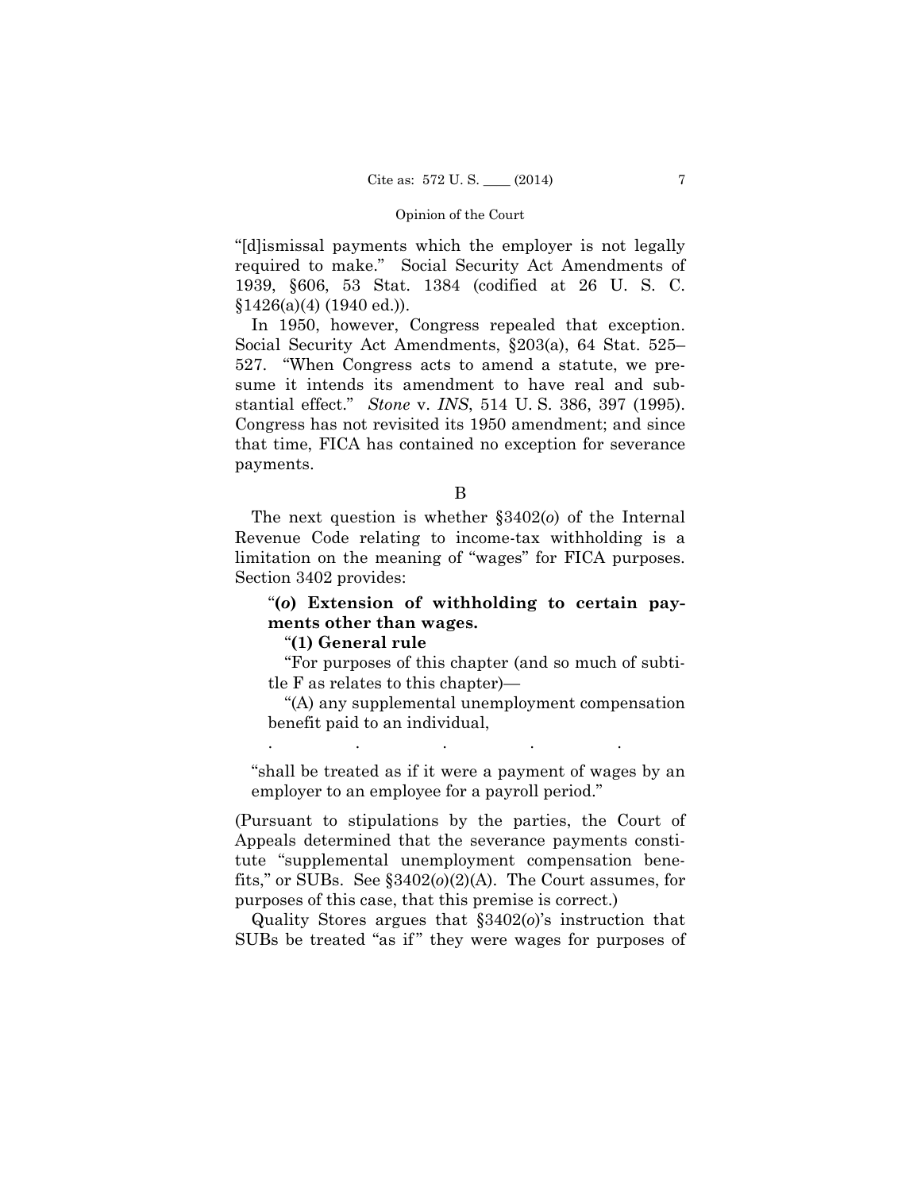"[d]ismissal payments which the employer is not legally required to make." Social Security Act Amendments of 1939, §606, 53 Stat. 1384 (codified at 26 U. S. C. §1426(a)(4) (1940 ed.)).

In 1950, however, Congress repealed that exception. Social Security Act Amendments, §203(a), 64 Stat. 525–527. "When Congress acts to amend a statute, we presume it intends its amendment to have real and substantial effect." *Stone* v. *INS*, 514 U. S. 386, 397 (1995). Congress has not revisited its 1950 amendment; and since that time, FICA has contained no exception for severance payments.

B

The next question is whether §3402(*o*) of the Internal Revenue Code relating to income-tax withholding is a limitation on the meaning of "wages" for FICA purposes. Section 3402 provides:

> "**(*o*) Extension of withholding to certain payments other than wages.**
>
> "**(1) General rule**
>
> "For purposes of this chapter (and so much of subtitle F as relates to this chapter)—
>
> "(A) any supplemental unemployment compensation benefit paid to an individual,
>
> . . . . .
>
> "shall be treated as if it were a payment of wages by an employer to an employee for a payroll period."

(Pursuant to stipulations by the parties, the Court of Appeals determined that the severance payments constitute "supplemental unemployment compensation benefits," or SUBs. See §3402(*o*)(2)(A). The Court assumes, for purposes of this case, that this premise is correct.)

Quality Stores argues that §3402(*o*)'s instruction that SUBs be treated "as if" they were wages for purposes of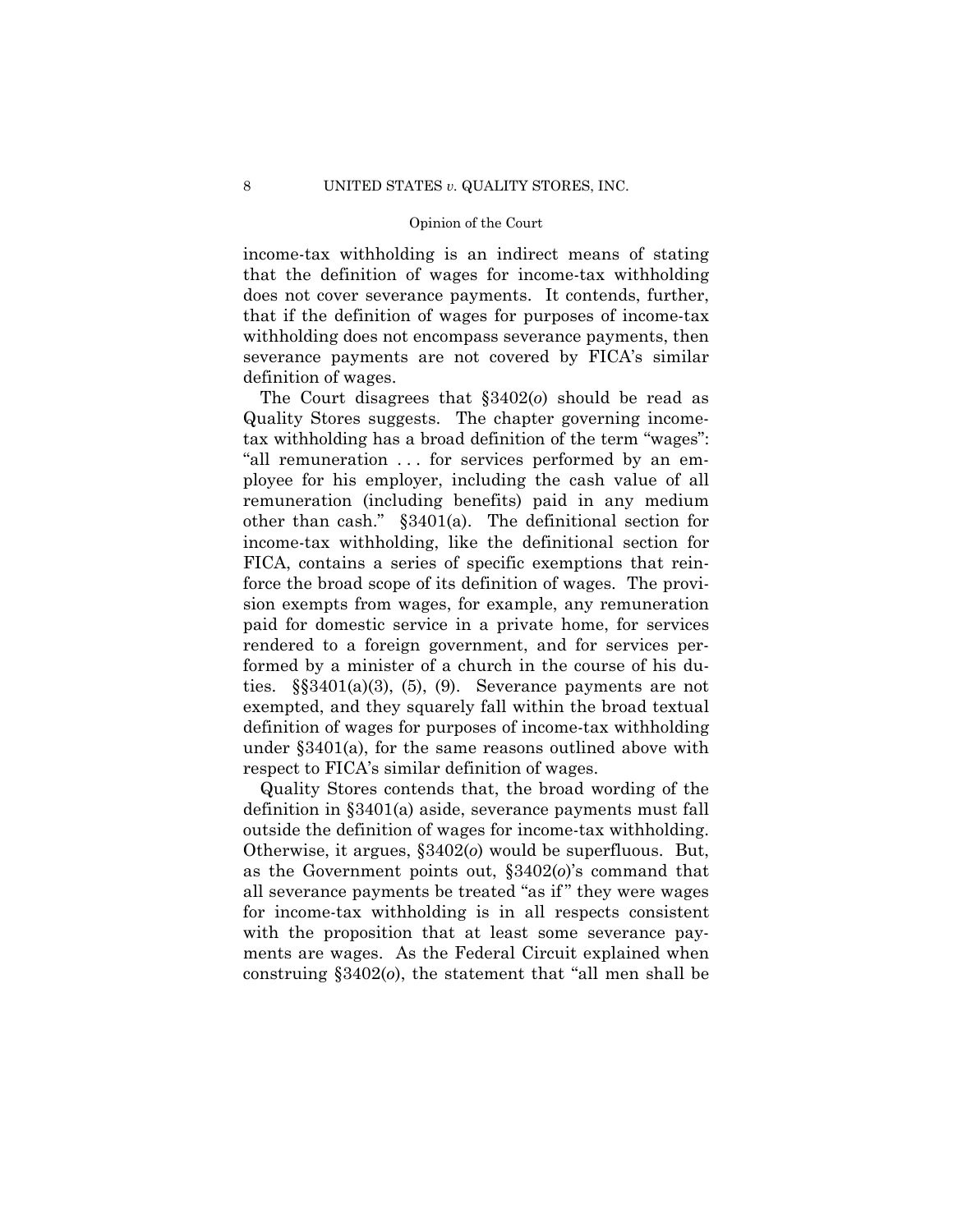income-tax withholding is an indirect means of stating that the definition of wages for income-tax withholding does not cover severance payments. It contends, further, that if the definition of wages for purposes of income-tax withholding does not encompass severance payments, then severance payments are not covered by FICA's similar definition of wages.

The Court disagrees that §3402(*o*) should be read as Quality Stores suggests. The chapter governing income-tax withholding has a broad definition of the term "wages": "all remuneration . . . for services performed by an employee for his employer, including the cash value of all remuneration (including benefits) paid in any medium other than cash." §3401(a). The definitional section for income-tax withholding, like the definitional section for FICA, contains a series of specific exemptions that reinforce the broad scope of its definition of wages. The provision exempts from wages, for example, any remuneration paid for domestic service in a private home, for services rendered to a foreign government, and for services performed by a minister of a church in the course of his duties. §§3401(a)(3), (5), (9). Severance payments are not exempted, and they squarely fall within the broad textual definition of wages for purposes of income-tax withholding under §3401(a), for the same reasons outlined above with respect to FICA's similar definition of wages.

Quality Stores contends that, the broad wording of the definition in §3401(a) aside, severance payments must fall outside the definition of wages for income-tax withholding. Otherwise, it argues, §3402(*o*) would be superfluous. But, as the Government points out, §3402(*o*)'s command that all severance payments be treated "as if" they were wages for income-tax withholding is in all respects consistent with the proposition that at least some severance payments are wages. As the Federal Circuit explained when construing §3402(*o*), the statement that "all men shall be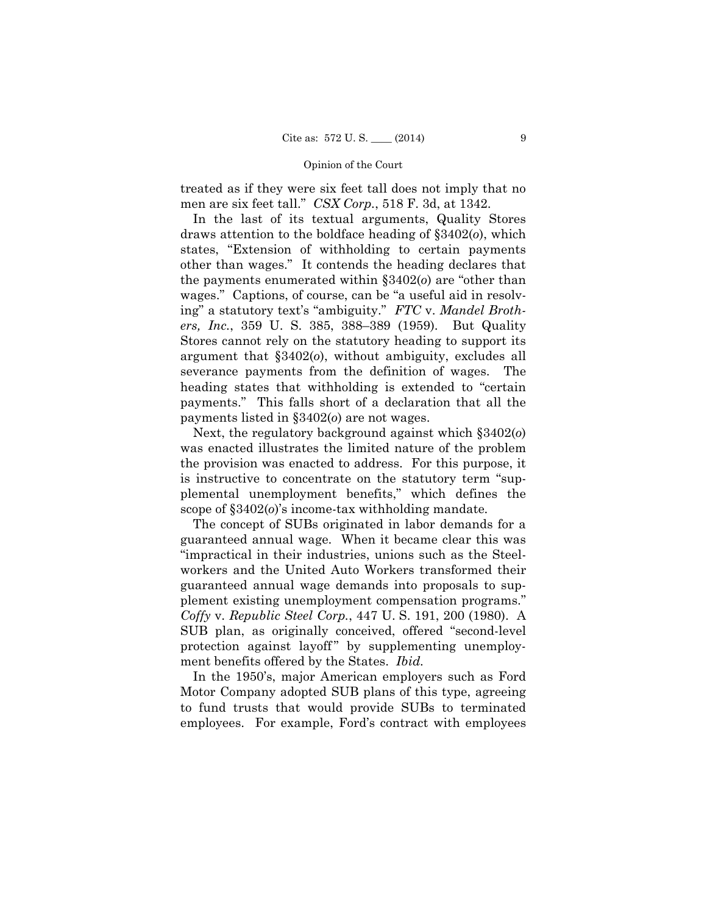treated as if they were six feet tall does not imply that no men are six feet tall." *CSX Corp.*, 518 F. 3d, at 1342.

In the last of its textual arguments, Quality Stores draws attention to the boldface heading of §3402(*o*), which states, "Extension of withholding to certain payments other than wages." It contends the heading declares that the payments enumerated within §3402(*o*) are "other than wages." Captions, of course, can be "a useful aid in resolving" a statutory text's "ambiguity." *FTC* v. *Mandel Brothers, Inc.*, 359 U. S. 385, 388–389 (1959). But Quality Stores cannot rely on the statutory heading to support its argument that §3402(*o*), without ambiguity, excludes all severance payments from the definition of wages. The heading states that withholding is extended to "certain payments." This falls short of a declaration that all the payments listed in §3402(*o*) are not wages.

Next, the regulatory background against which §3402(*o*) was enacted illustrates the limited nature of the problem the provision was enacted to address. For this purpose, it is instructive to concentrate on the statutory term "supplemental unemployment benefits," which defines the scope of §3402(*o*)'s income-tax withholding mandate.

The concept of SUBs originated in labor demands for a guaranteed annual wage. When it became clear this was "impractical in their industries, unions such as the Steelworkers and the United Auto Workers transformed their guaranteed annual wage demands into proposals to supplement existing unemployment compensation programs." *Coffy* v. *Republic Steel Corp.*, 447 U. S. 191, 200 (1980). A SUB plan, as originally conceived, offered "second-level protection against layoff" by supplementing unemployment benefits offered by the States. *Ibid.*

In the 1950's, major American employers such as Ford Motor Company adopted SUB plans of this type, agreeing to fund trusts that would provide SUBs to terminated employees. For example, Ford's contract with employees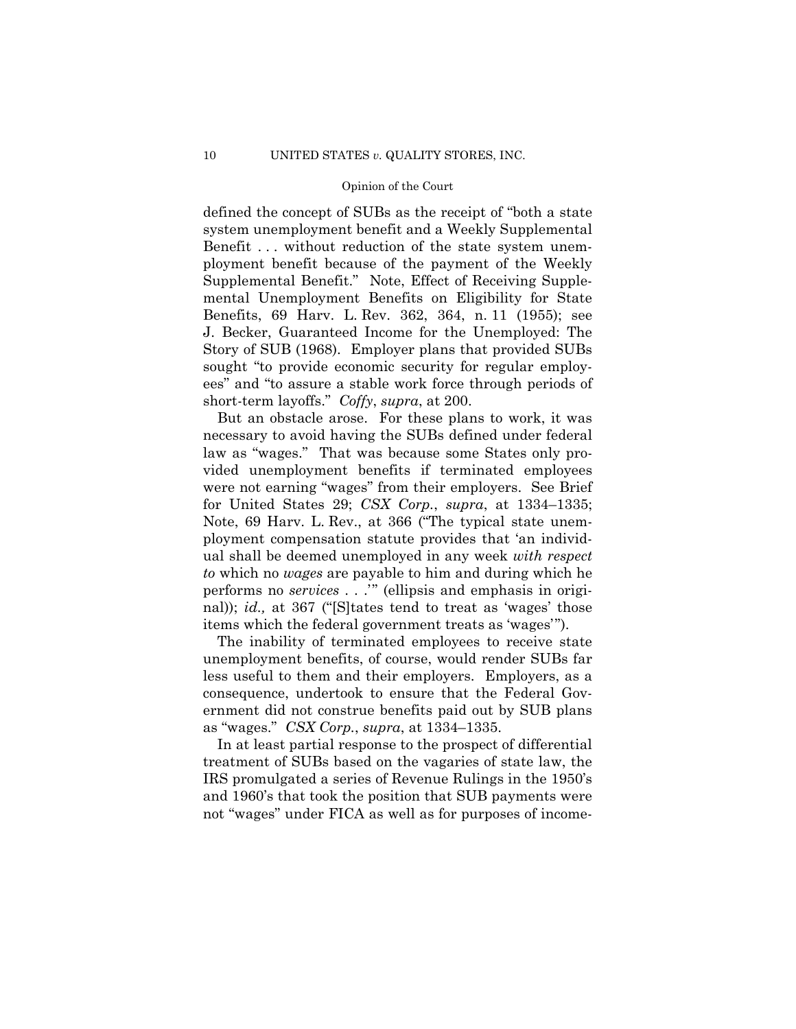defined the concept of SUBs as the receipt of "both a state system unemployment benefit and a Weekly Supplemental Benefit . . . without reduction of the state system unemployment benefit because of the payment of the Weekly Supplemental Benefit." Note, Effect of Receiving Supplemental Unemployment Benefits on Eligibility for State Benefits, 69 Harv. L. Rev. 362, 364, n. 11 (1955); see J. Becker, Guaranteed Income for the Unemployed: The Story of SUB (1968). Employer plans that provided SUBs sought "to provide economic security for regular employees" and "to assure a stable work force through periods of short-term layoffs." *Coffy*, *supra*, at 200.

But an obstacle arose. For these plans to work, it was necessary to avoid having the SUBs defined under federal law as "wages." That was because some States only provided unemployment benefits if terminated employees were not earning "wages" from their employers. See Brief for United States 29; *CSX Corp.*, *supra*, at 1334–1335; Note, 69 Harv. L. Rev., at 366 ("The typical state unemployment compensation statute provides that 'an individual shall be deemed unemployed in any week *with respect to* which no *wages* are payable to him and during which he performs no *services* . . .'" (ellipsis and emphasis in original)); *id.,* at 367 ("[S]tates tend to treat as 'wages' those items which the federal government treats as 'wages'").

The inability of terminated employees to receive state unemployment benefits, of course, would render SUBs far less useful to them and their employers. Employers, as a consequence, undertook to ensure that the Federal Government did not construe benefits paid out by SUB plans as "wages." *CSX Corp.*, *supra*, at 1334–1335.

In at least partial response to the prospect of differential treatment of SUBs based on the vagaries of state law, the IRS promulgated a series of Revenue Rulings in the 1950's and 1960's that took the position that SUB payments were not "wages" under FICA as well as for purposes of income-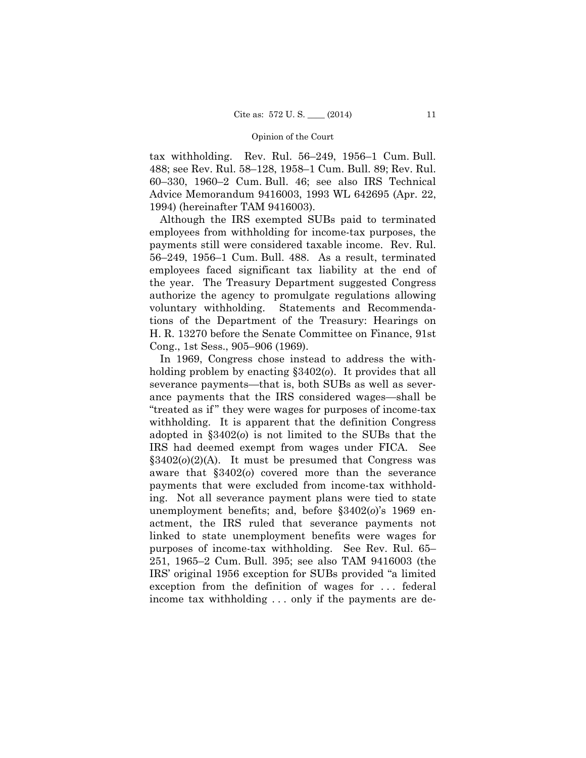tax withholding. Rev. Rul. 56–249, 1956–1 Cum. Bull. 488; see Rev. Rul. 58–128, 1958–1 Cum. Bull. 89; Rev. Rul. 60–330, 1960–2 Cum. Bull. 46; see also IRS Technical Advice Memorandum 9416003, 1993 WL 642695 (Apr. 22, 1994) (hereinafter TAM 9416003).

Although the IRS exempted SUBs paid to terminated employees from withholding for income-tax purposes, the payments still were considered taxable income. Rev. Rul. 56–249, 1956–1 Cum. Bull. 488. As a result, terminated employees faced significant tax liability at the end of the year. The Treasury Department suggested Congress authorize the agency to promulgate regulations allowing voluntary withholding. Statements and Recommendations of the Department of the Treasury: Hearings on H. R. 13270 before the Senate Committee on Finance, 91st Cong., 1st Sess., 905–906 (1969).

In 1969, Congress chose instead to address the withholding problem by enacting §3402(*o*). It provides that all severance payments—that is, both SUBs as well as severance payments that the IRS considered wages—shall be "treated as if" they were wages for purposes of income-tax withholding. It is apparent that the definition Congress adopted in §3402(*o*) is not limited to the SUBs that the IRS had deemed exempt from wages under FICA. See §3402(*o*)(2)(A). It must be presumed that Congress was aware that §3402(*o*) covered more than the severance payments that were excluded from income-tax withholding. Not all severance payment plans were tied to state unemployment benefits; and, before §3402(*o*)'s 1969 enactment, the IRS ruled that severance payments not linked to state unemployment benefits were wages for purposes of income-tax withholding. See Rev. Rul. 65–251, 1965–2 Cum. Bull. 395; see also TAM 9416003 (the IRS' original 1956 exception for SUBs provided "a limited exception from the definition of wages for . . . federal income tax withholding . . . only if the payments are de-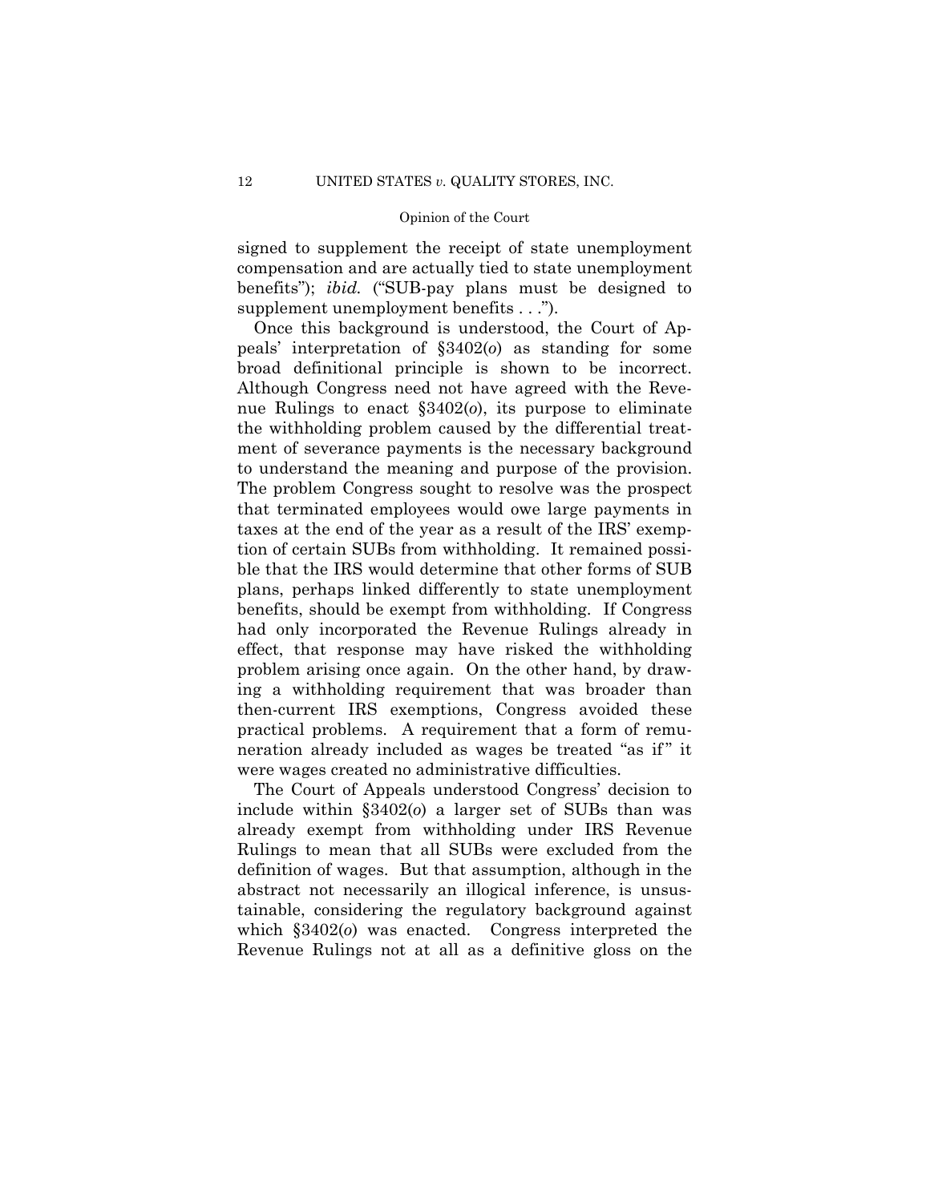signed to supplement the receipt of state unemployment compensation and are actually tied to state unemployment benefits"); *ibid.* ("SUB-pay plans must be designed to supplement unemployment benefits . . .").

Once this background is understood, the Court of Appeals' interpretation of §3402(*o*) as standing for some broad definitional principle is shown to be incorrect. Although Congress need not have agreed with the Revenue Rulings to enact §3402(*o*), its purpose to eliminate the withholding problem caused by the differential treatment of severance payments is the necessary background to understand the meaning and purpose of the provision. The problem Congress sought to resolve was the prospect that terminated employees would owe large payments in taxes at the end of the year as a result of the IRS' exemption of certain SUBs from withholding. It remained possible that the IRS would determine that other forms of SUB plans, perhaps linked differently to state unemployment benefits, should be exempt from withholding. If Congress had only incorporated the Revenue Rulings already in effect, that response may have risked the withholding problem arising once again. On the other hand, by drawing a withholding requirement that was broader than then-current IRS exemptions, Congress avoided these practical problems. A requirement that a form of remuneration already included as wages be treated "as if" it were wages created no administrative difficulties.

The Court of Appeals understood Congress' decision to include within §3402(*o*) a larger set of SUBs than was already exempt from withholding under IRS Revenue Rulings to mean that all SUBs were excluded from the definition of wages. But that assumption, although in the abstract not necessarily an illogical inference, is unsustainable, considering the regulatory background against which §3402(*o*) was enacted. Congress interpreted the Revenue Rulings not at all as a definitive gloss on the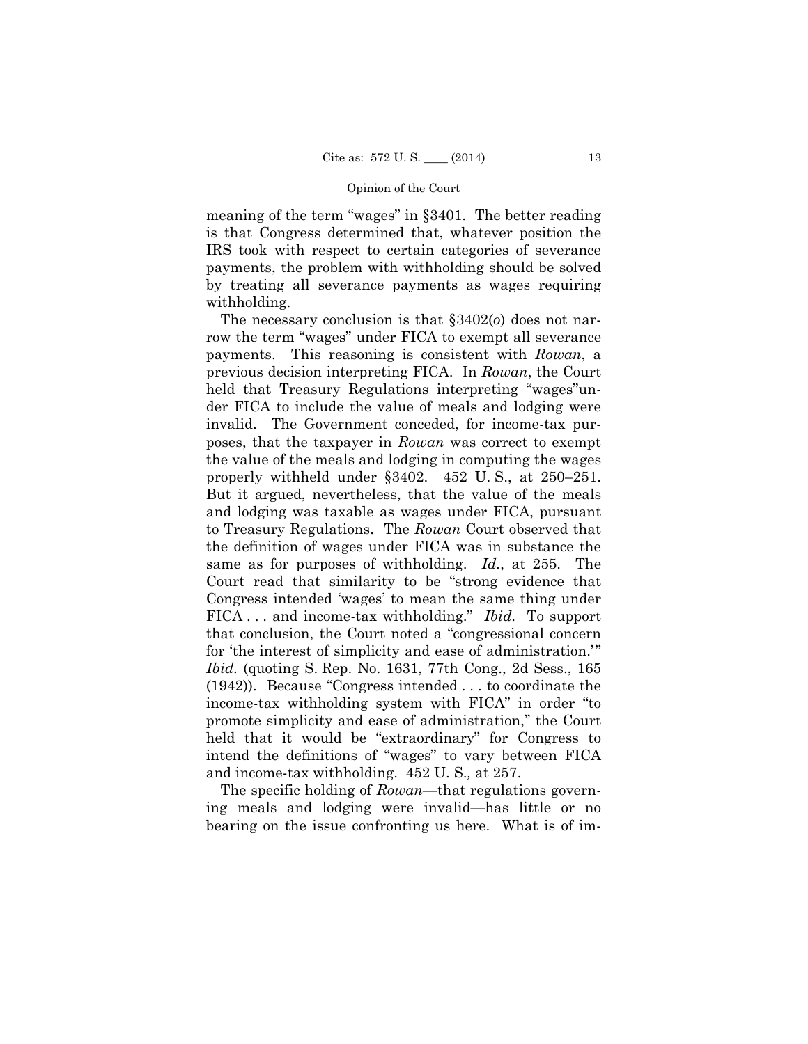meaning of the term "wages" in §3401. The better reading is that Congress determined that, whatever position the IRS took with respect to certain categories of severance payments, the problem with withholding should be solved by treating all severance payments as wages requiring withholding.

The necessary conclusion is that §3402(*o*) does not narrow the term "wages" under FICA to exempt all severance payments. This reasoning is consistent with *Rowan*, a previous decision interpreting FICA. In *Rowan*, the Court held that Treasury Regulations interpreting "wages"under FICA to include the value of meals and lodging were invalid. The Government conceded, for income-tax purposes, that the taxpayer in *Rowan* was correct to exempt the value of the meals and lodging in computing the wages properly withheld under §3402. 452 U. S., at 250–251. But it argued, nevertheless, that the value of the meals and lodging was taxable as wages under FICA, pursuant to Treasury Regulations. The *Rowan* Court observed that the definition of wages under FICA was in substance the same as for purposes of withholding. *Id.*, at 255. The Court read that similarity to be "strong evidence that Congress intended 'wages' to mean the same thing under FICA . . . and income-tax withholding." *Ibid.* To support that conclusion, the Court noted a "congressional concern for 'the interest of simplicity and ease of administration.'" *Ibid.* (quoting S. Rep. No. 1631, 77th Cong., 2d Sess., 165 (1942)). Because "Congress intended . . . to coordinate the income-tax withholding system with FICA" in order "to promote simplicity and ease of administration," the Court held that it would be "extraordinary" for Congress to intend the definitions of "wages" to vary between FICA and income-tax withholding. 452 U. S., at 257.

The specific holding of *Rowan*—that regulations governing meals and lodging were invalid—has little or no bearing on the issue confronting us here. What is of im-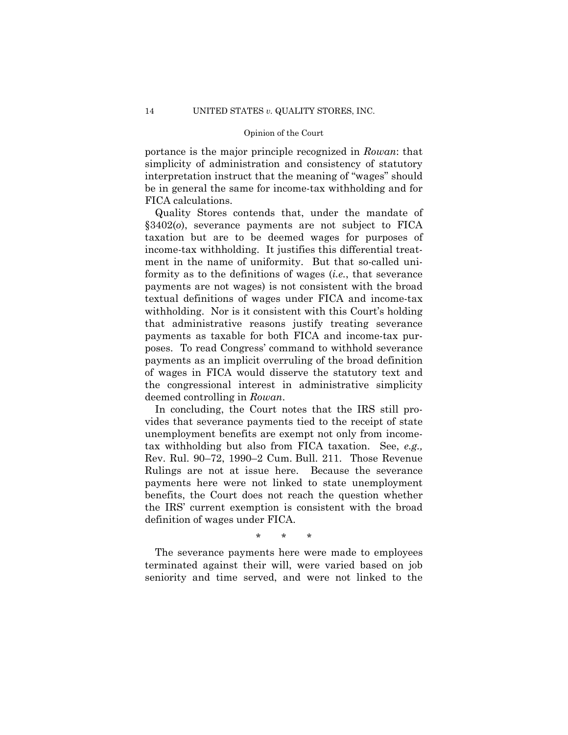portance is the major principle recognized in *Rowan*: that simplicity of administration and consistency of statutory interpretation instruct that the meaning of "wages" should be in general the same for income-tax withholding and for FICA calculations.

Quality Stores contends that, under the mandate of §3402(*o*), severance payments are not subject to FICA taxation but are to be deemed wages for purposes of income-tax withholding. It justifies this differential treatment in the name of uniformity. But that so-called uniformity as to the definitions of wages (*i.e.*, that severance payments are not wages) is not consistent with the broad textual definitions of wages under FICA and income-tax withholding. Nor is it consistent with this Court's holding that administrative reasons justify treating severance payments as taxable for both FICA and income-tax purposes. To read Congress' command to withhold severance payments as an implicit overruling of the broad definition of wages in FICA would disserve the statutory text and the congressional interest in administrative simplicity deemed controlling in *Rowan*.

In concluding, the Court notes that the IRS still provides that severance payments tied to the receipt of state unemployment benefits are exempt not only from income-tax withholding but also from FICA taxation. See, *e.g.,* Rev. Rul. 90–72, 1990–2 Cum. Bull. 211. Those Revenue Rulings are not at issue here. Because the severance payments here were not linked to state unemployment benefits, the Court does not reach the question whether the IRS' current exemption is consistent with the broad definition of wages under FICA.

\* \* \*

The severance payments here were made to employees terminated against their will, were varied based on job seniority and time served, and were not linked to the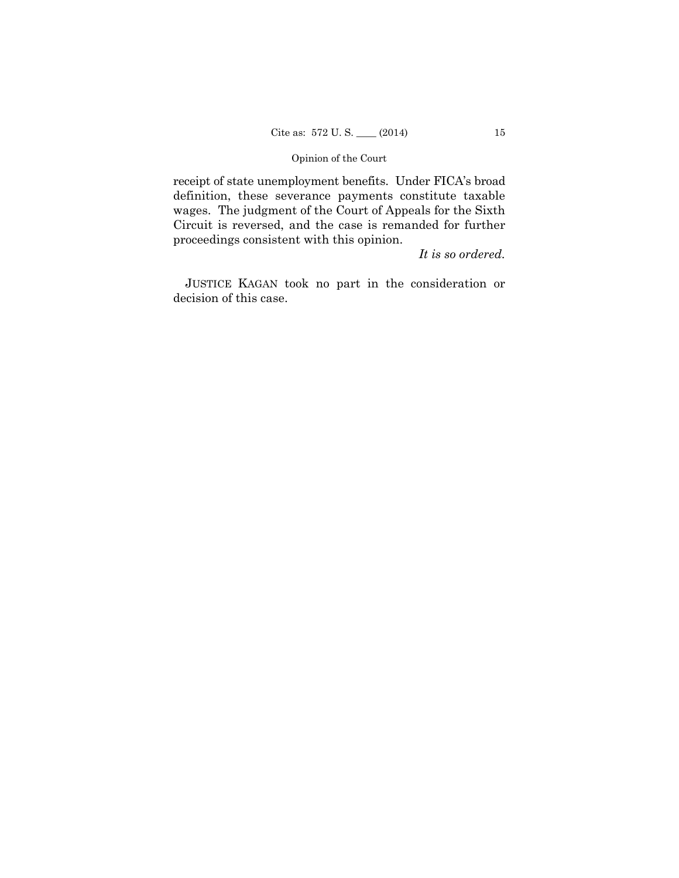receipt of state unemployment benefits. Under FICA's broad definition, these severance payments constitute taxable wages. The judgment of the Court of Appeals for the Sixth Circuit is reversed, and the case is remanded for further proceedings consistent with this opinion.

*It is so ordered.*

JUSTICE KAGAN took no part in the consideration or decision of this case.